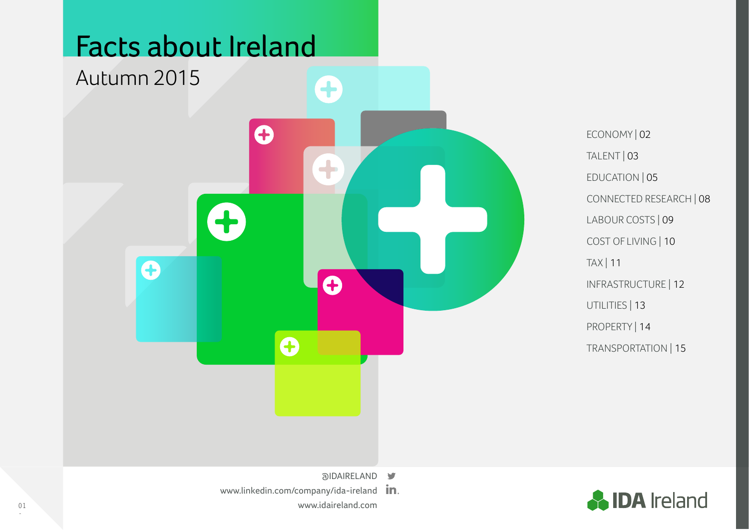# Facts about Ireland

## Autumn 2015

ECONOMY | 02

TALENT | 03

EDUCATION | 05

CONNECTED RESEARCH | 08

LABOUR COSTS | 09

COST OF LIVING | 10

TAX | 11

INFRASTRUCTURE | 12

UTILITIES | 13

PROPERTY | 14

TRANSPORTATION | 15

@IDAIRELAND

www.linkedin.com/company/ida-ireland

www.idaireland.com

IDA Ireland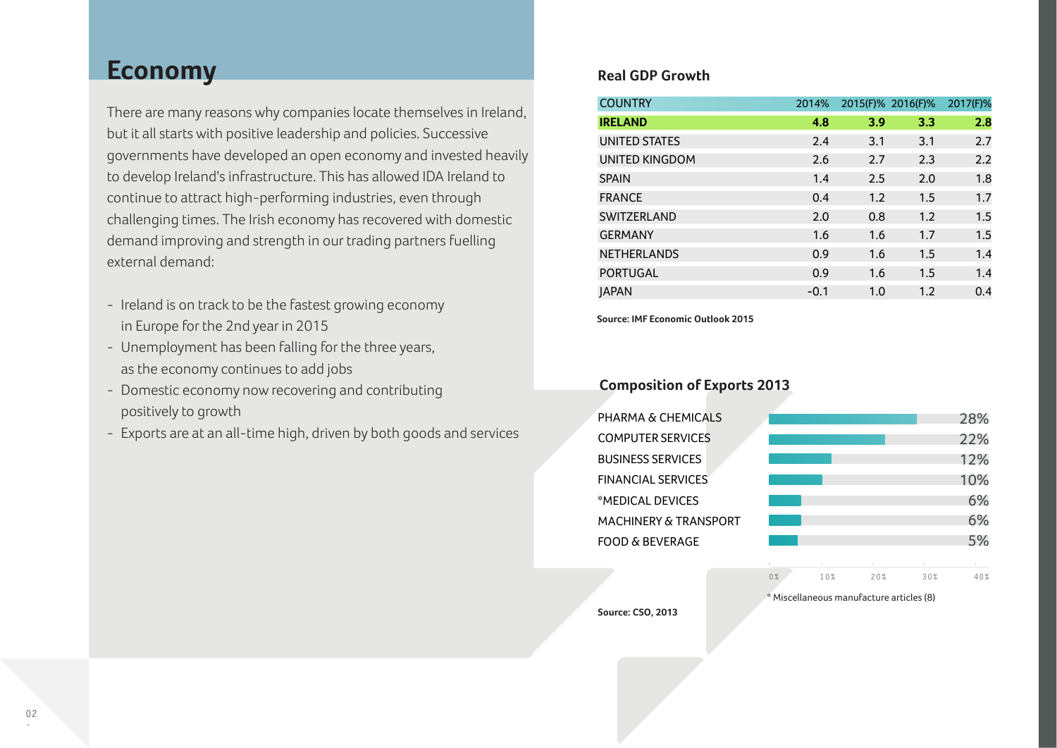# Economy

There are many reasons why companies locate themselves in Ireland, but it all starts with positive leadership and policies. Successive governments have developed an open economy and invested heavily to develop Ireland's infrastructure. This has allowed IDA Ireland to continue to attract high-performing industries, even through challenging times. The Irish economy has recovered with domestic demand improving and strength in our trading partners fuelling external demand:

- Ireland is on track to be the fastest growing economy in Europe for the 2nd year in 2015
- Unemployment has been falling for the three years, as the economy continues to add jobs
- Domestic economy now recovering and contributing positively to growth
- Exports are at an all-time high, driven by both goods and services

## Real GDP Growth

| COUNTRY | 2014% | 2015(F)% | 2016(F)% | 2017(F)% |
|---|---|---|---|---|
| **IRELAND** | **4.8** | **3.9** | **3.3** | **2.8** |
| UNITED STATES | 2.4 | 3.1 | 3.1 | 2.7 |
| UNITED KINGDOM | 2.6 | 2.7 | 2.3 | 2.2 |
| SPAIN | 1.4 | 2.5 | 2.0 | 1.8 |
| FRANCE | 0.4 | 1.2 | 1.5 | 1.7 |
| SWITZERLAND | 2.0 | 0.8 | 1.2 | 1.5 |
| GERMANY | 1.6 | 1.6 | 1.7 | 1.5 |
| NETHERLANDS | 0.9 | 1.6 | 1.5 | 1.4 |
| PORTUGAL | 0.9 | 1.6 | 1.5 | 1.4 |
| JAPAN | -0.1 | 1.0 | 1.2 | 0.4 |

**Source: IMF Economic Outlook 2015**

## Composition of Exports 2013

| Sector | Share |
|---|---|
| PHARMA & CHEMICALS | 28% |
| COMPUTER SERVICES | 22% |
| BUSINESS SERVICES | 12% |
| FINANCIAL SERVICES | 10% |
| *MEDICAL DEVICES | 6% |
| MACHINERY & TRANSPORT | 6% |
| FOOD & BEVERAGE | 5% |

* Miscellaneous manufacture articles (8)

**Source: CSO, 2013**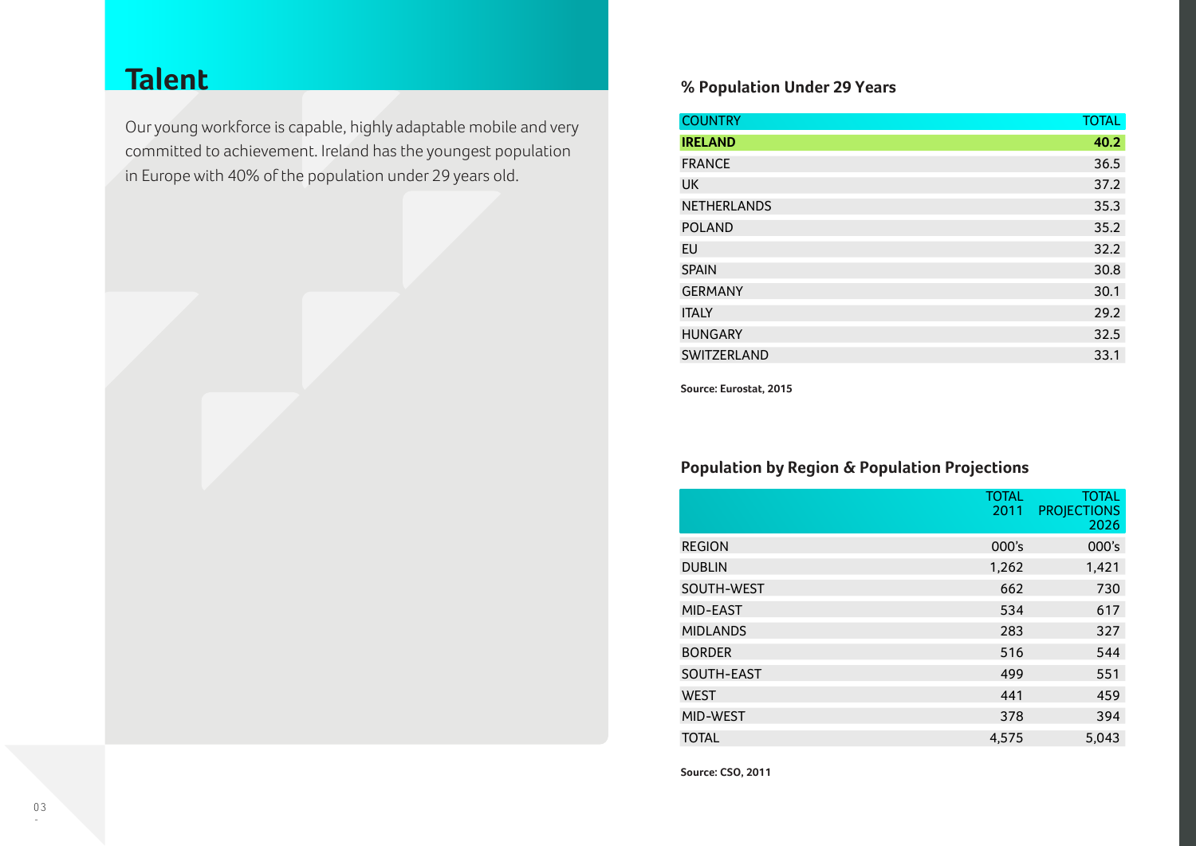# Talent

Our young workforce is capable, highly adaptable mobile and very committed to achievement. Ireland has the youngest population in Europe with 40% of the population under 29 years old.

## % Population Under 29 Years

| COUNTRY | TOTAL |
|---|---|
| **IRELAND** | **40.2** |
| FRANCE | 36.5 |
| UK | 37.2 |
| NETHERLANDS | 35.3 |
| POLAND | 35.2 |
| EU | 32.2 |
| SPAIN | 30.8 |
| GERMANY | 30.1 |
| ITALY | 29.2 |
| HUNGARY | 32.5 |
| SWITZERLAND | 33.1 |

**Source: Eurostat, 2015**

## Population by Region & Population Projections

| | TOTAL 2011 | TOTAL PROJECTIONS 2026 |
|---|---|---|
| REGION | 000's | 000's |
| DUBLIN | 1,262 | 1,421 |
| SOUTH-WEST | 662 | 730 |
| MID-EAST | 534 | 617 |
| MIDLANDS | 283 | 327 |
| BORDER | 516 | 544 |
| SOUTH-EAST | 499 | 551 |
| WEST | 441 | 459 |
| MID-WEST | 378 | 394 |
| TOTAL | 4,575 | 5,043 |

**Source: CSO, 2011**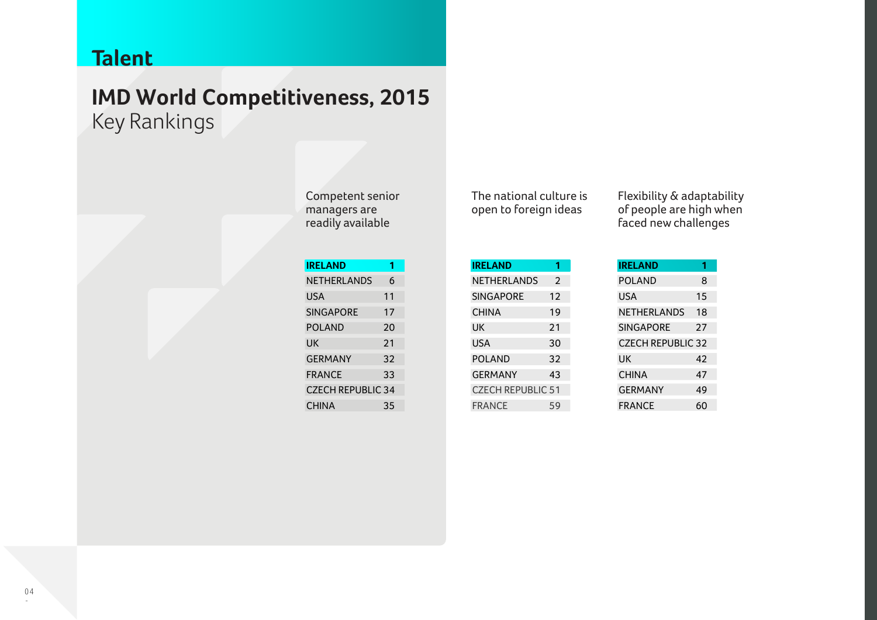# Talent

## IMD World Competitiveness, 2015

Key Rankings

**Competent senior managers are readily available**

| Country | Rank |
|---|---|
| **IRELAND** | **1** |
| NETHERLANDS | 6 |
| USA | 11 |
| SINGAPORE | 17 |
| POLAND | 20 |
| UK | 21 |
| GERMANY | 32 |
| FRANCE | 33 |
| CZECH REPUBLIC | 34 |
| CHINA | 35 |

**The national culture is open to foreign ideas**

| Country | Rank |
|---|---|
| **IRELAND** | **1** |
| NETHERLANDS | 2 |
| SINGAPORE | 12 |
| CHINA | 19 |
| UK | 21 |
| USA | 30 |
| POLAND | 32 |
| GERMANY | 43 |
| CZECH REPUBLIC | 51 |
| FRANCE | 59 |

**Flexibility & adaptability of people are high when faced new challenges**

| Country | Rank |
|---|---|
| **IRELAND** | **1** |
| POLAND | 8 |
| USA | 15 |
| NETHERLANDS | 18 |
| SINGAPORE | 27 |
| CZECH REPUBLIC | 32 |
| UK | 42 |
| CHINA | 47 |
| GERMANY | 49 |
| FRANCE | 60 |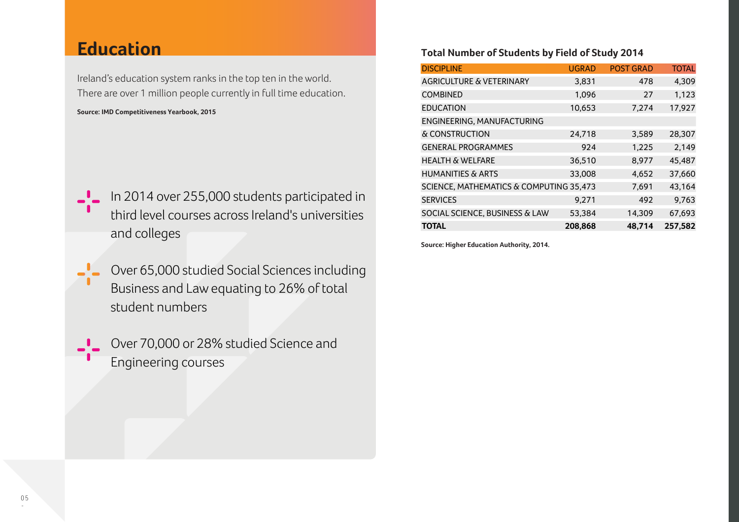# Education

Ireland's education system ranks in the top ten in the world. There are over 1 million people currently in full time education.

**Source: IMD Competitiveness Yearbook, 2015**

- In 2014 over 255,000 students participated in third level courses across Ireland's universities and colleges
- Over 65,000 studied Social Sciences including Business and Law equating to 26% of total student numbers
- Over 70,000 or 28% studied Science and Engineering courses

### Total Number of Students by Field of Study 2014

| DISCIPLINE | UGRAD | POST GRAD | TOTAL |
|---|---|---|---|
| AGRICULTURE & VETERINARY | 3,831 | 478 | 4,309 |
| COMBINED | 1,096 | 27 | 1,123 |
| EDUCATION | 10,653 | 7,274 | 17,927 |
| ENGINEERING, MANUFACTURING & CONSTRUCTION | 24,718 | 3,589 | 28,307 |
| GENERAL PROGRAMMES | 924 | 1,225 | 2,149 |
| HEALTH & WELFARE | 36,510 | 8,977 | 45,487 |
| HUMANITIES & ARTS | 33,008 | 4,652 | 37,660 |
| SCIENCE, MATHEMATICS & COMPUTING | 35,473 | 7,691 | 43,164 |
| SERVICES | 9,271 | 492 | 9,763 |
| SOCIAL SCIENCE, BUSINESS & LAW | 53,384 | 14,309 | 67,693 |
| **TOTAL** | **208,868** | **48,714** | **257,582** |

**Source: Higher Education Authority, 2014.**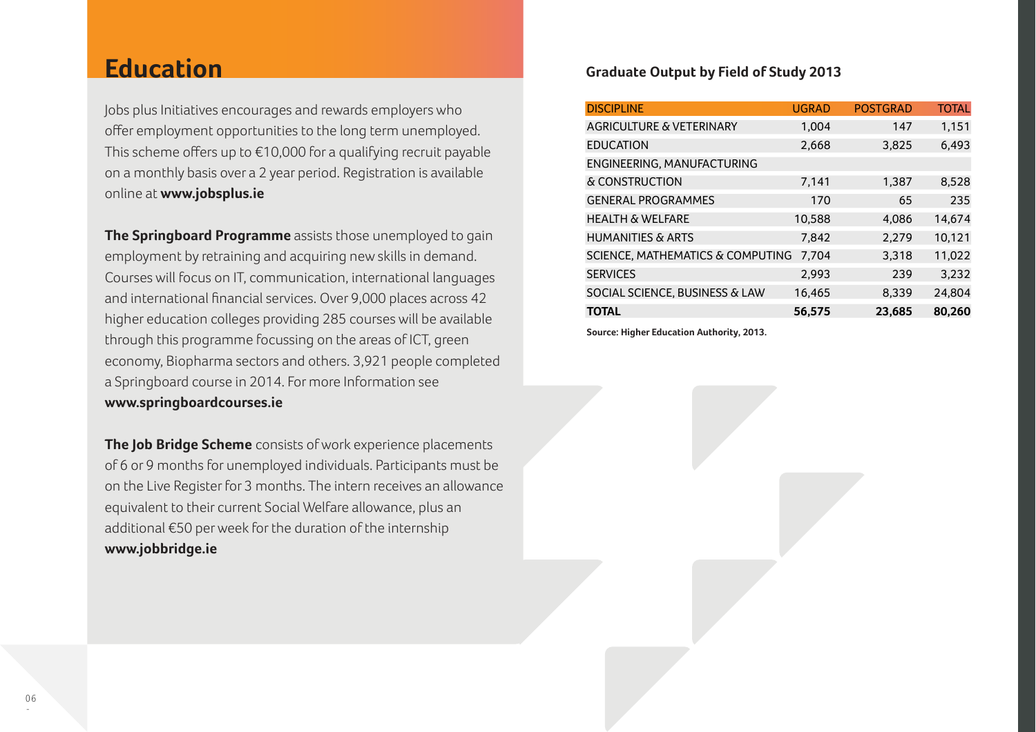# Education

Jobs plus Initiatives encourages and rewards employers who offer employment opportunities to the long term unemployed. This scheme offers up to €10,000 for a qualifying recruit payable on a monthly basis over a 2 year period. Registration is available online at **www.jobsplus.ie**

**The Springboard Programme** assists those unemployed to gain employment by retraining and acquiring new skills in demand. Courses will focus on IT, communication, international languages and international financial services. Over 9,000 places across 42 higher education colleges providing 285 courses will be available through this programme focussing on the areas of ICT, green economy, Biopharma sectors and others. 3,921 people completed a Springboard course in 2014. For more Information see **www.springboardcourses.ie**

**The Job Bridge Scheme** consists of work experience placements of 6 or 9 months for unemployed individuals. Participants must be on the Live Register for 3 months. The intern receives an allowance equivalent to their current Social Welfare allowance, plus an additional €50 per week for the duration of the internship **www.jobbridge.ie**

### Graduate Output by Field of Study 2013

| DISCIPLINE | UGRAD | POSTGRAD | TOTAL |
|---|---|---|---|
| AGRICULTURE & VETERINARY | 1,004 | 147 | 1,151 |
| EDUCATION | 2,668 | 3,825 | 6,493 |
| ENGINEERING, MANUFACTURING & CONSTRUCTION | 7,141 | 1,387 | 8,528 |
| GENERAL PROGRAMMES | 170 | 65 | 235 |
| HEALTH & WELFARE | 10,588 | 4,086 | 14,674 |
| HUMANITIES & ARTS | 7,842 | 2,279 | 10,121 |
| SCIENCE, MATHEMATICS & COMPUTING | 7,704 | 3,318 | 11,022 |
| SERVICES | 2,993 | 239 | 3,232 |
| SOCIAL SCIENCE, BUSINESS & LAW | 16,465 | 8,339 | 24,804 |
| **TOTAL** | **56,575** | **23,685** | **80,260** |

**Source: Higher Education Authority, 2013.**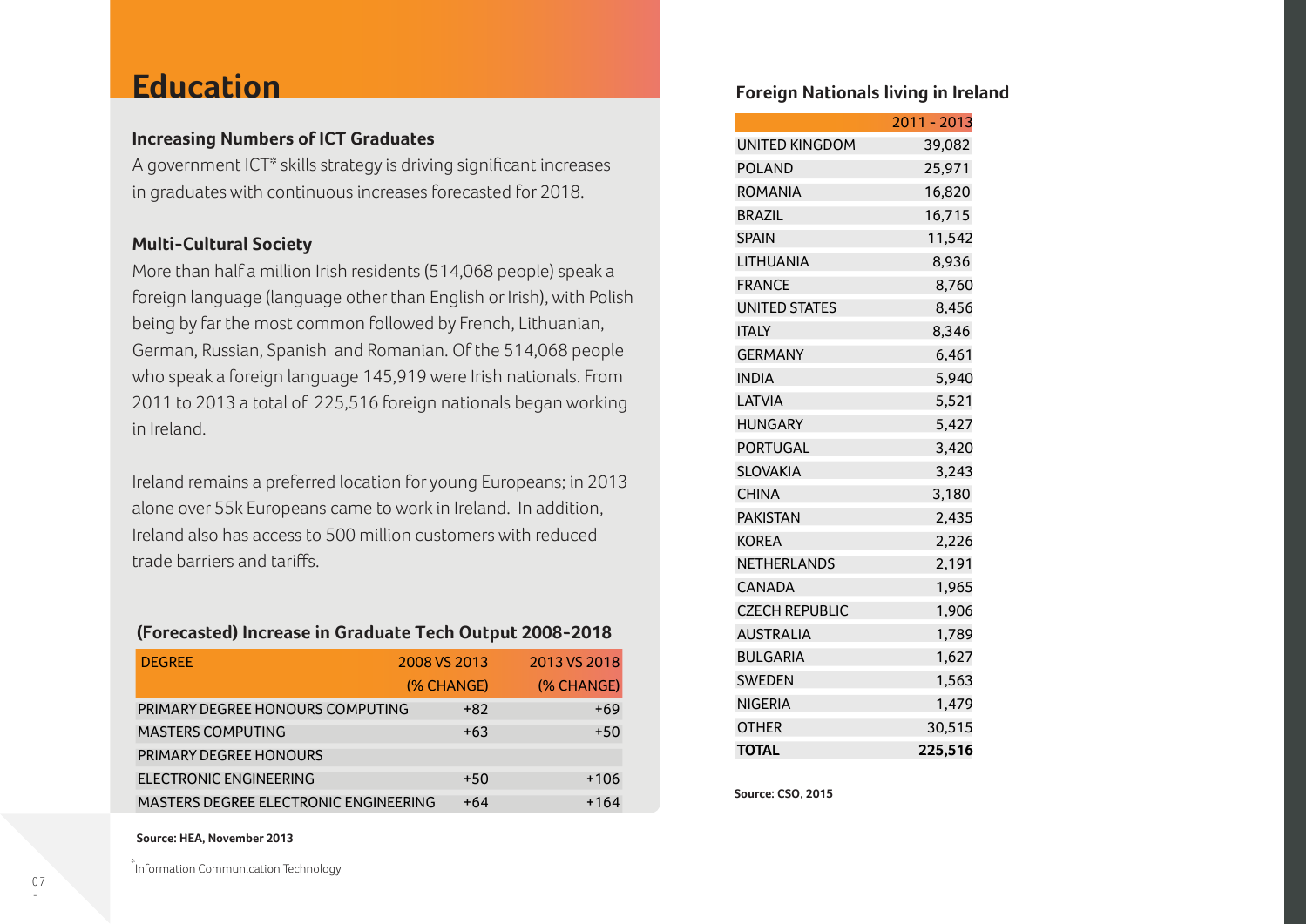# Education

### Increasing Numbers of ICT Graduates

A government ICT* skills strategy is driving significant increases in graduates with continuous increases forecasted for 2018.

### Multi-Cultural Society

More than half a million Irish residents (514,068 people) speak a foreign language (language other than English or Irish), with Polish being by far the most common followed by French, Lithuanian, German, Russian, Spanish and Romanian. Of the 514,068 people who speak a foreign language 145,919 were Irish nationals. From 2011 to 2013 a total of 225,516 foreign nationals began working in Ireland.

Ireland remains a preferred location for young Europeans; in 2013 alone over 55k Europeans came to work in Ireland. In addition, Ireland also has access to 500 million customers with reduced trade barriers and tariffs.

### (Forecasted) Increase in Graduate Tech Output 2008-2018

| DEGREE | 2008 VS 2013 (% CHANGE) | 2013 VS 2018 (% CHANGE) |
|---|---|---|
| PRIMARY DEGREE HONOURS COMPUTING | +82 | +69 |
| MASTERS COMPUTING | +63 | +50 |
| PRIMARY DEGREE HONOURS ELECTRONIC ENGINEERING | +50 | +106 |
| MASTERS DEGREE ELECTRONIC ENGINEERING | +64 | +164 |

**Source: HEA, November 2013**

*Information Communication Technology

### Foreign Nationals living in Ireland

| | 2011 - 2013 |
|---|---|
| UNITED KINGDOM | 39,082 |
| POLAND | 25,971 |
| ROMANIA | 16,820 |
| BRAZIL | 16,715 |
| SPAIN | 11,542 |
| LITHUANIA | 8,936 |
| FRANCE | 8,760 |
| UNITED STATES | 8,456 |
| ITALY | 8,346 |
| GERMANY | 6,461 |
| INDIA | 5,940 |
| LATVIA | 5,521 |
| HUNGARY | 5,427 |
| PORTUGAL | 3,420 |
| SLOVAKIA | 3,243 |
| CHINA | 3,180 |
| PAKISTAN | 2,435 |
| KOREA | 2,226 |
| NETHERLANDS | 2,191 |
| CANADA | 1,965 |
| CZECH REPUBLIC | 1,906 |
| AUSTRALIA | 1,789 |
| BULGARIA | 1,627 |
| SWEDEN | 1,563 |
| NIGERIA | 1,479 |
| OTHER | 30,515 |
| **TOTAL** | **225,516** |

**Source: CSO, 2015**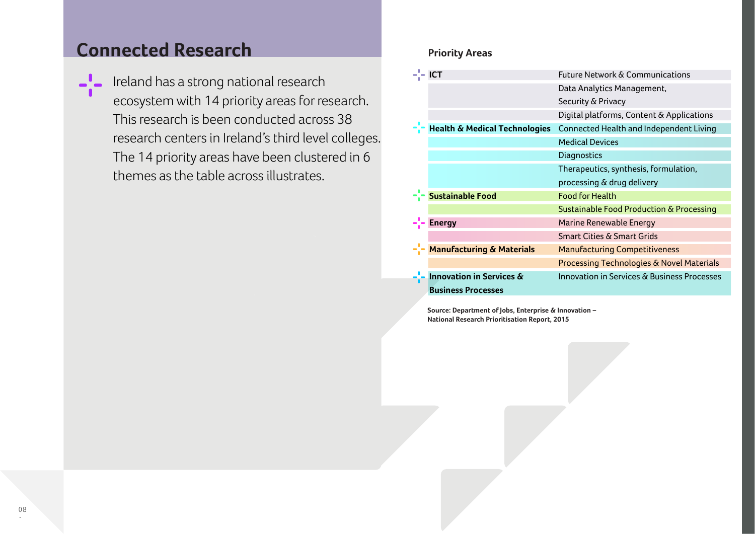## Connected Research

Ireland has a strong national research ecosystem with 14 priority areas for research. This research is been conducted across 38 research centers in Ireland's third level colleges. The 14 priority areas have been clustered in 6 themes as the table across illustrates.

### Priority Areas

| Theme | Priority Area |
|---|---|
| **ICT** | Future Network & Communications |
| | Data Analytics Management, Security & Privacy |
| | Digital platforms, Content & Applications |
| **Health & Medical Technologies** | Connected Health and Independent Living |
| | Medical Devices |
| | Diagnostics |
| | Therapeutics, synthesis, formulation, processing & drug delivery |
| **Sustainable Food** | Food for Health |
| | Sustainable Food Production & Processing |
| **Energy** | Marine Renewable Energy |
| | Smart Cities & Smart Grids |
| **Manufacturing & Materials** | Manufacturing Competitiveness |
| | Processing Technologies & Novel Materials |
| **Innovation in Services & Business Processes** | Innovation in Services & Business Processes |

**Source: Department of Jobs, Enterprise & Innovation – National Research Prioritisation Report, 2015**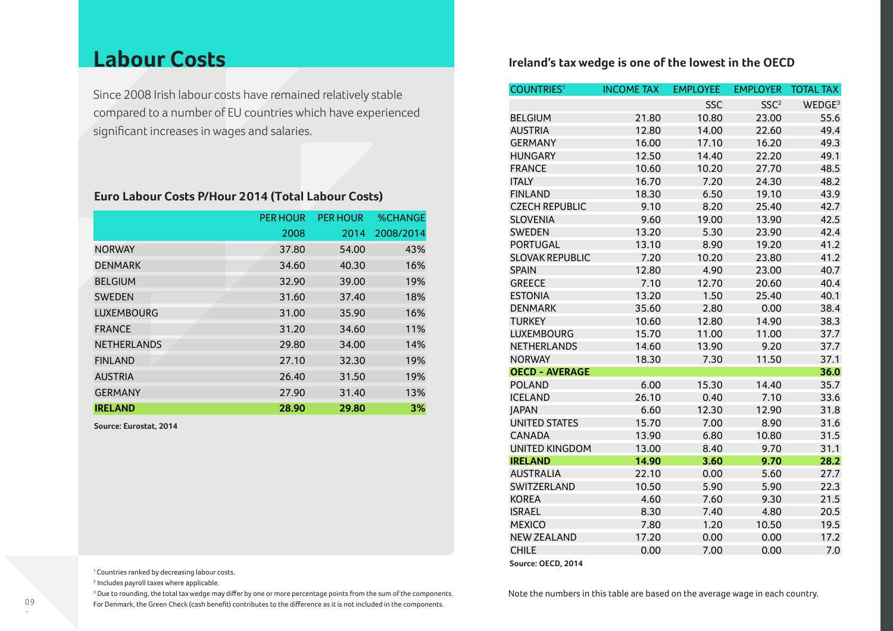# Labour Costs

Since 2008 Irish labour costs have remained relatively stable compared to a number of EU countries which have experienced significant increases in wages and salaries.

### Euro Labour Costs P/Hour 2014 (Total Labour Costs)

| | PER HOUR 2008 | PER HOUR 2014 | %CHANGE 2008/2014 |
|---|---|---|---|
| NORWAY | 37.80 | 54.00 | 43% |
| DENMARK | 34.60 | 40.30 | 16% |
| BELGIUM | 32.90 | 39.00 | 19% |
| SWEDEN | 31.60 | 37.40 | 18% |
| LUXEMBOURG | 31.00 | 35.90 | 16% |
| FRANCE | 31.20 | 34.60 | 11% |
| NETHERLANDS | 29.80 | 34.00 | 14% |
| FINLAND | 27.10 | 32.30 | 19% |
| AUSTRIA | 26.40 | 31.50 | 19% |
| GERMANY | 27.90 | 31.40 | 13% |
| **IRELAND** | **28.90** | **29.80** | **3%** |

**Source: Eurostat, 2014**

### Ireland's tax wedge is one of the lowest in the OECD

| COUNTRIES[1] | INCOME TAX | EMPLOYEE SSC | EMPLOYER SSC[2] | TOTAL TAX WEDGE[3] |
|---|---|---|---|---|
| BELGIUM | 21.80 | 10.80 | 23.00 | 55.6 |
| AUSTRIA | 12.80 | 14.00 | 22.60 | 49.4 |
| GERMANY | 16.00 | 17.10 | 16.20 | 49.3 |
| HUNGARY | 12.50 | 14.40 | 22.20 | 49.1 |
| FRANCE | 10.60 | 10.20 | 27.70 | 48.5 |
| ITALY | 16.70 | 7.20 | 24.30 | 48.2 |
| FINLAND | 18.30 | 6.50 | 19.10 | 43.9 |
| CZECH REPUBLIC | 9.10 | 8.20 | 25.40 | 42.7 |
| SLOVENIA | 9.60 | 19.00 | 13.90 | 42.5 |
| SWEDEN | 13.20 | 5.30 | 23.90 | 42.4 |
| PORTUGAL | 13.10 | 8.90 | 19.20 | 41.2 |
| SLOVAK REPUBLIC | 7.20 | 10.20 | 23.80 | 41.2 |
| SPAIN | 12.80 | 4.90 | 23.00 | 40.7 |
| GREECE | 7.10 | 12.70 | 20.60 | 40.4 |
| ESTONIA | 13.20 | 1.50 | 25.40 | 40.1 |
| DENMARK | 35.60 | 2.80 | 0.00 | 38.4 |
| TURKEY | 10.60 | 12.80 | 14.90 | 38.3 |
| LUXEMBOURG | 15.70 | 11.00 | 11.00 | 37.7 |
| NETHERLANDS | 14.60 | 13.90 | 9.20 | 37.7 |
| NORWAY | 18.30 | 7.30 | 11.50 | 37.1 |
| **OECD - AVERAGE** | | | | **36.0** |
| POLAND | 6.00 | 15.30 | 14.40 | 35.7 |
| ICELAND | 26.10 | 0.40 | 7.10 | 33.6 |
| JAPAN | 6.60 | 12.30 | 12.90 | 31.8 |
| UNITED STATES | 15.70 | 7.00 | 8.90 | 31.6 |
| CANADA | 13.90 | 6.80 | 10.80 | 31.5 |
| UNITED KINGDOM | 13.00 | 8.40 | 9.70 | 31.1 |
| **IRELAND** | **14.90** | **3.60** | **9.70** | **28.2** |
| AUSTRALIA | 22.10 | 0.00 | 5.60 | 27.7 |
| SWITZERLAND | 10.50 | 5.90 | 5.90 | 22.3 |
| KOREA | 4.60 | 7.60 | 9.30 | 21.5 |
| ISRAEL | 8.30 | 7.40 | 4.80 | 20.5 |
| MEXICO | 7.80 | 1.20 | 10.50 | 19.5 |
| NEW ZEALAND | 17.20 | 0.00 | 0.00 | 17.2 |
| CHILE | 0.00 | 7.00 | 0.00 | 7.0 |

**Source: OECD, 2014**

Note the numbers in this table are based on the average wage in each country.

[1] Countries ranked by decreasing labour costs.

[2] Includes payroll taxes where applicable.

[3] Due to rounding, the total tax wedge may differ by one or more percentage points from the sum of the components. For Denmark, the Green Check (cash benefit) contributes to the difference as it is not included in the components.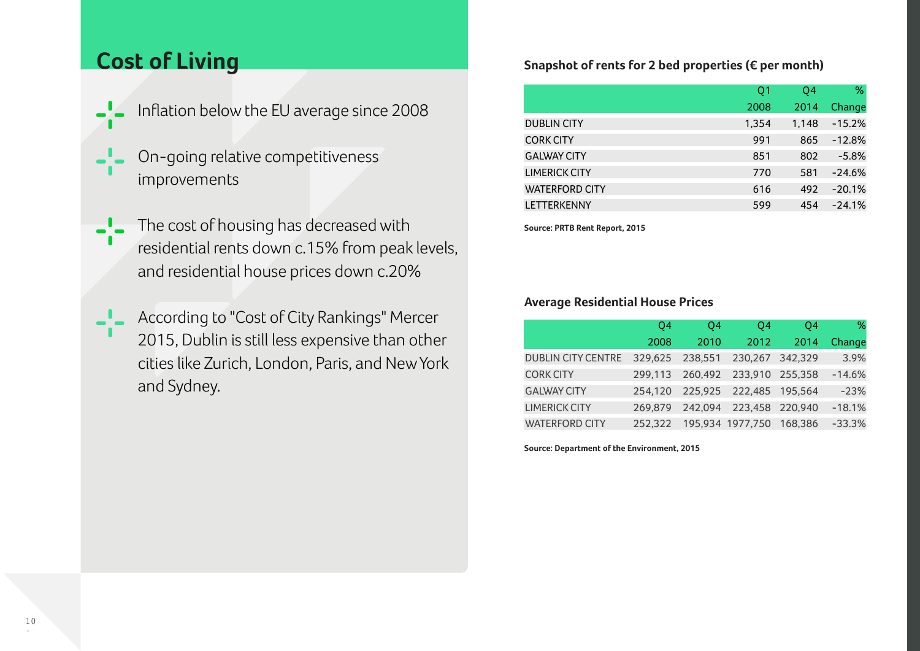# Cost of Living

- Inflation below the EU average since 2008
- On-going relative competitiveness improvements
- The cost of housing has decreased with residential rents down c.15% from peak levels, and residential house prices down c.20%
- According to "Cost of City Rankings" Mercer 2015, Dublin is still less expensive than other cities like Zurich, London, Paris, and New York and Sydney.

### Snapshot of rents for 2 bed properties (€ per month)

| | Q1 2008 | Q4 2014 | % Change |
|---|---|---|---|
| DUBLIN CITY | 1,354 | 1,148 | -15.2% |
| CORK CITY | 991 | 865 | -12.8% |
| GALWAY CITY | 851 | 802 | -5.8% |
| LIMERICK CITY | 770 | 581 | -24.6% |
| WATERFORD CITY | 616 | 492 | -20.1% |
| LETTERKENNY | 599 | 454 | -24.1% |

**Source: PRTB Rent Report, 2015**

### Average Residential House Prices

| | Q4 2008 | Q4 2010 | Q4 2012 | Q4 2014 | % Change |
|---|---|---|---|---|---|
| DUBLIN CITY CENTRE | 329,625 | 238,551 | 230,267 | 342,329 | 3.9% |
| CORK CITY | 299,113 | 260,492 | 233,910 | 255,358 | -14.6% |
| GALWAY CITY | 254,120 | 225,925 | 222,485 | 195,564 | -23% |
| LIMERICK CITY | 269,879 | 242,094 | 223,458 | 220,940 | -18.1% |
| WATERFORD CITY | 252,322 | 195,934 | 1977,750 | 168,386 | -33.3% |

**Source: Department of the Environment, 2015**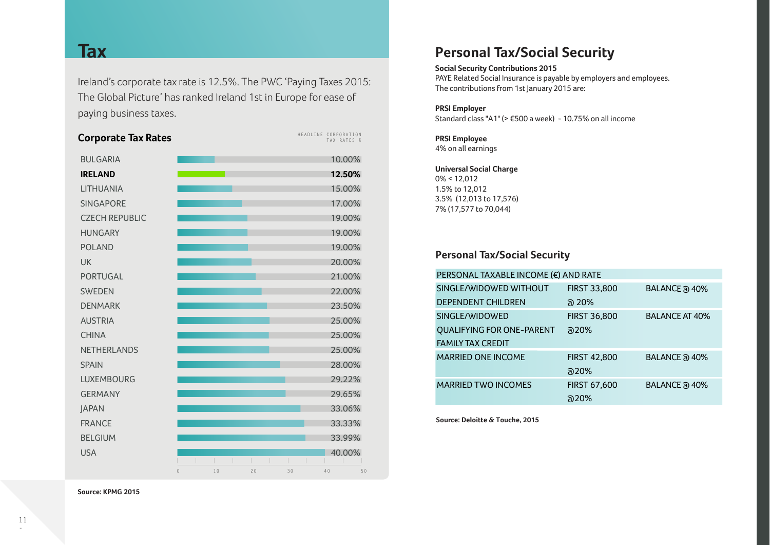# Tax

Ireland's corporate tax rate is 12.5%. The PWC 'Paying Taxes 2015: The Global Picture' has ranked Ireland 1st in Europe for ease of paying business taxes.

## Corporate Tax Rates

| Country | Headline Corporation Tax Rates % |
|---|---|
| BULGARIA | 10.00% |
| **IRELAND** | **12.50%** |
| LITHUANIA | 15.00% |
| SINGAPORE | 17.00% |
| CZECH REPUBLIC | 19.00% |
| HUNGARY | 19.00% |
| POLAND | 19.00% |
| UK | 20.00% |
| PORTUGAL | 21.00% |
| SWEDEN | 22.00% |
| DENMARK | 23.50% |
| AUSTRIA | 25.00% |
| CHINA | 25.00% |
| NETHERLANDS | 25.00% |
| SPAIN | 28.00% |
| LUXEMBOURG | 29.22% |
| GERMANY | 29.65% |
| JAPAN | 33.06% |
| FRANCE | 33.33% |
| BELGIUM | 33.99% |
| USA | 40.00% |

**Source: KPMG 2015**

# Personal Tax/Social Security

**Social Security Contributions 2015**
PAYE Related Social Insurance is payable by employers and employees.
The contributions from 1st January 2015 are:

**PRSI Employer**
Standard class "A1" (> €500 a week) - 10.75% on all income

**PRSI Employee**
4% on all earnings

**Universal Social Charge**
0% < 12,012
1.5% to 12,012
3.5% (12,013 to 17,576)
7% (17,577 to 70,044)

## Personal Tax/Social Security

| PERSONAL TAXABLE INCOME (€) AND RATE | | |
|---|---|---|
| SINGLE/WIDOWED WITHOUT DEPENDENT CHILDREN | FIRST 33,800 @ 20% | BALANCE @ 40% |
| SINGLE/WIDOWED QUALIFYING FOR ONE-PARENT FAMILY TAX CREDIT | FIRST 36,800 @20% | BALANCE AT 40% |
| MARRIED ONE INCOME | FIRST 42,800 @20% | BALANCE @ 40% |
| MARRIED TWO INCOMES | FIRST 67,600 @20% | BALANCE @ 40% |

**Source: Deloitte & Touche, 2015**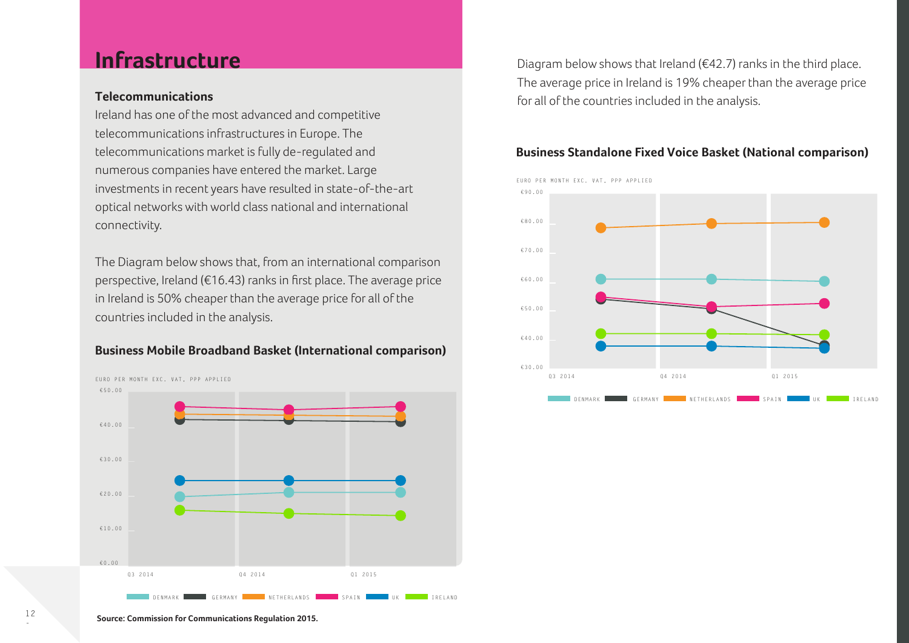# Infrastructure

### Telecommunications

Ireland has one of the most advanced and competitive telecommunications infrastructures in Europe. The telecommunications market is fully de-regulated and numerous companies have entered the market. Large investments in recent years have resulted in state-of-the-art optical networks with world class national and international connectivity.

The Diagram below shows that, from an international comparison perspective, Ireland (€16.43) ranks in first place. The average price in Ireland is 50% cheaper than the average price for all of the countries included in the analysis.

### Business Mobile Broadband Basket (International comparison)

EURO PER MONTH EXC. VAT, PPP APPLIED

€50.00
€40.00
€30.00
€20.00
€10.00
€0.00

Q3 2014 Q4 2014 Q1 2015

DENMARK GERMANY NETHERLANDS SPAIN UK IRELAND

**Source: Commission for Communications Regulation 2015.**

Diagram below shows that Ireland (€42.7) ranks in the third place. The average price in Ireland is 19% cheaper than the average price for all of the countries included in the analysis.

### Business Standalone Fixed Voice Basket (National comparison)

EURO PER MONTH EXC. VAT, PPP APPLIED

€90.00
€80.00
€70.00
€60.00
€50.00
€40.00
€30.00

Q3 2014 Q4 2014 Q1 2015

DENMARK GERMANY NETHERLANDS SPAIN UK IRELAND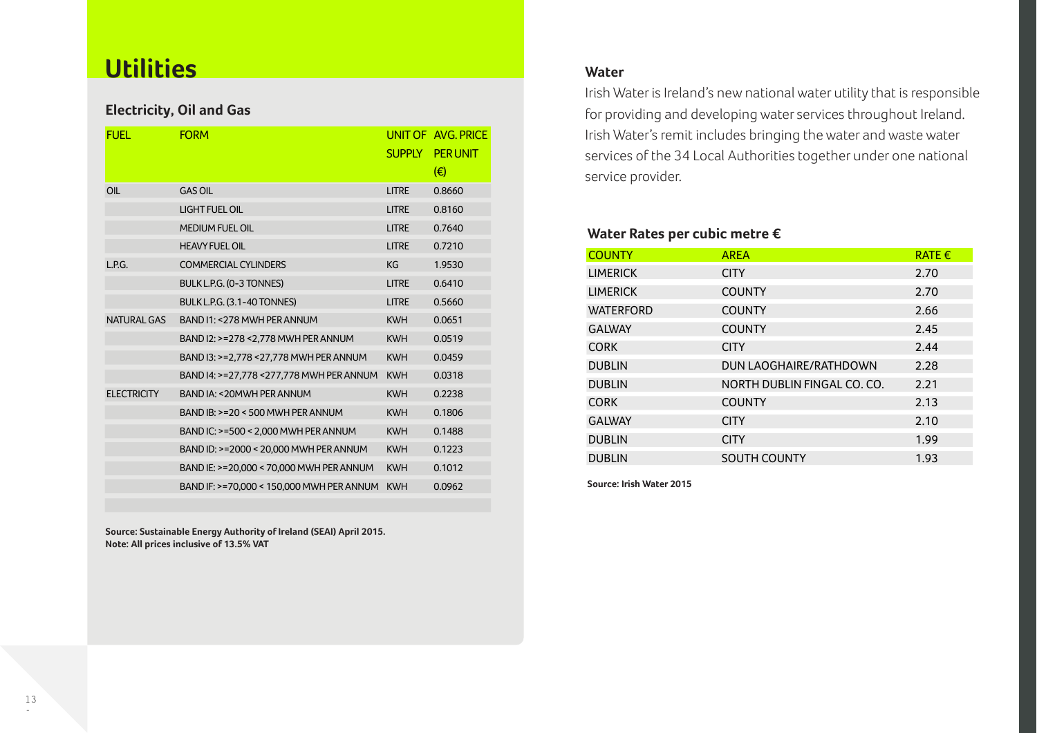# Utilities

## Electricity, Oil and Gas

| FUEL | FORM | UNIT OF SUPPLY | AVG. PRICE PER UNIT (€) |
|---|---|---|---|
| OIL | GAS OIL | LITRE | 0.8660 |
| | LIGHT FUEL OIL | LITRE | 0.8160 |
| | MEDIUM FUEL OIL | LITRE | 0.7640 |
| | HEAVY FUEL OIL | LITRE | 0.7210 |
| L.P.G. | COMMERCIAL CYLINDERS | KG | 1.9530 |
| | BULK L.P.G. (0-3 TONNES) | LITRE | 0.6410 |
| | BULK L.P.G. (3.1-40 TONNES) | LITRE | 0.5660 |
| NATURAL GAS | BAND I1: <278 MWH PER ANNUM | KWH | 0.0651 |
| | BAND I2: >=278 <2,778 MWH PER ANNUM | KWH | 0.0519 |
| | BAND I3: >=2,778 <27,778 MWH PER ANNUM | KWH | 0.0459 |
| | BAND I4: >=27,778 <277,778 MWH PER ANNUM | KWH | 0.0318 |
| ELECTRICITY | BAND IA: <20MWH PER ANNUM | KWH | 0.2238 |
| | BAND IB: >=20 < 500 MWH PER ANNUM | KWH | 0.1806 |
| | BAND IC: >=500 < 2,000 MWH PER ANNUM | KWH | 0.1488 |
| | BAND ID: >=2000 < 20,000 MWH PER ANNUM | KWH | 0.1223 |
| | BAND IE: >=20,000 < 70,000 MWH PER ANNUM | KWH | 0.1012 |
| | BAND IF: >=70,000 < 150,000 MWH PER ANNUM | KWH | 0.0962 |

**Source: Sustainable Energy Authority of Ireland (SEAI) April 2015.**
**Note: All prices inclusive of 13.5% VAT**

### Water

Irish Water is Ireland's new national water utility that is responsible for providing and developing water services throughout Ireland. Irish Water's remit includes bringing the water and waste water services of the 34 Local Authorities together under one national service provider.

### Water Rates per cubic metre €

| COUNTY | AREA | RATE € |
|---|---|---|
| LIMERICK | CITY | 2.70 |
| LIMERICK | COUNTY | 2.70 |
| WATERFORD | COUNTY | 2.66 |
| GALWAY | COUNTY | 2.45 |
| CORK | CITY | 2.44 |
| DUBLIN | DUN LAOGHAIRE/RATHDOWN | 2.28 |
| DUBLIN | NORTH DUBLIN FINGAL CO. CO. | 2.21 |
| CORK | COUNTY | 2.13 |
| GALWAY | CITY | 2.10 |
| DUBLIN | CITY | 1.99 |
| DUBLIN | SOUTH COUNTY | 1.93 |

**Source: Irish Water 2015**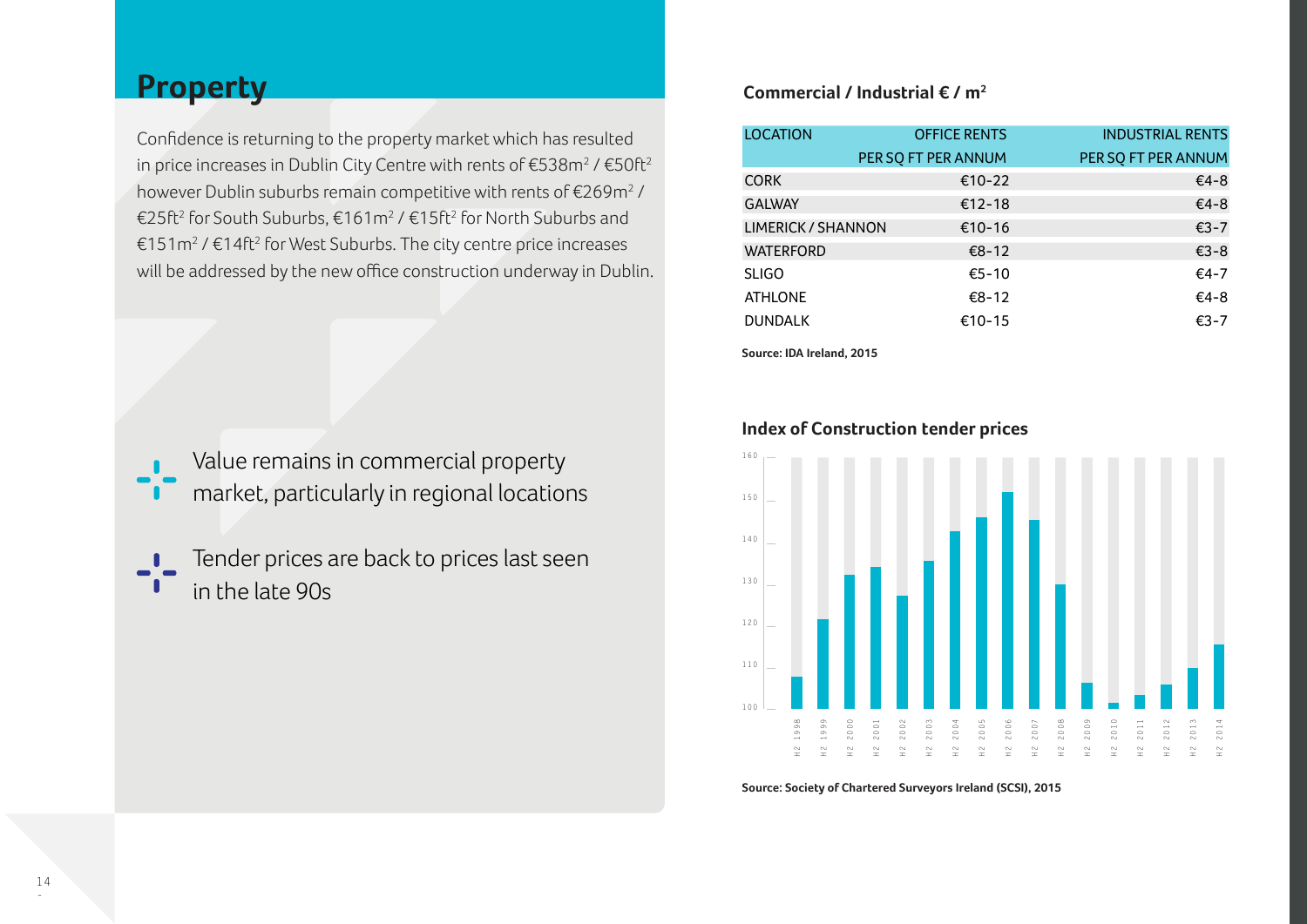## Property

Confidence is returning to the property market which has resulted in price increases in Dublin City Centre with rents of €538m² / €50ft² however Dublin suburbs remain competitive with rents of €269m² / €25ft² for South Suburbs, €161m² / €15ft² for North Suburbs and €151m² / €14ft² for West Suburbs. The city centre price increases will be addressed by the new office construction underway in Dublin.

- Value remains in commercial property market, particularly in regional locations
- Tender prices are back to prices last seen in the late 90s

### Commercial / Industrial € / m²

| LOCATION | OFFICE RENTS PER SQ FT PER ANNUM | INDUSTRIAL RENTS PER SQ FT PER ANNUM |
|---|---|---|
| CORK | €10-22 | €4-8 |
| GALWAY | €12-18 | €4-8 |
| LIMERICK / SHANNON | €10-16 | €3-7 |
| WATERFORD | €8-12 | €3-8 |
| SLIGO | €5-10 | €4-7 |
| ATHLONE | €8-12 | €4-8 |
| DUNDALK | €10-15 | €3-7 |

**Source: IDA Ireland, 2015**

### Index of Construction tender prices

**Source: Society of Chartered Surveyors Ireland (SCSI), 2015**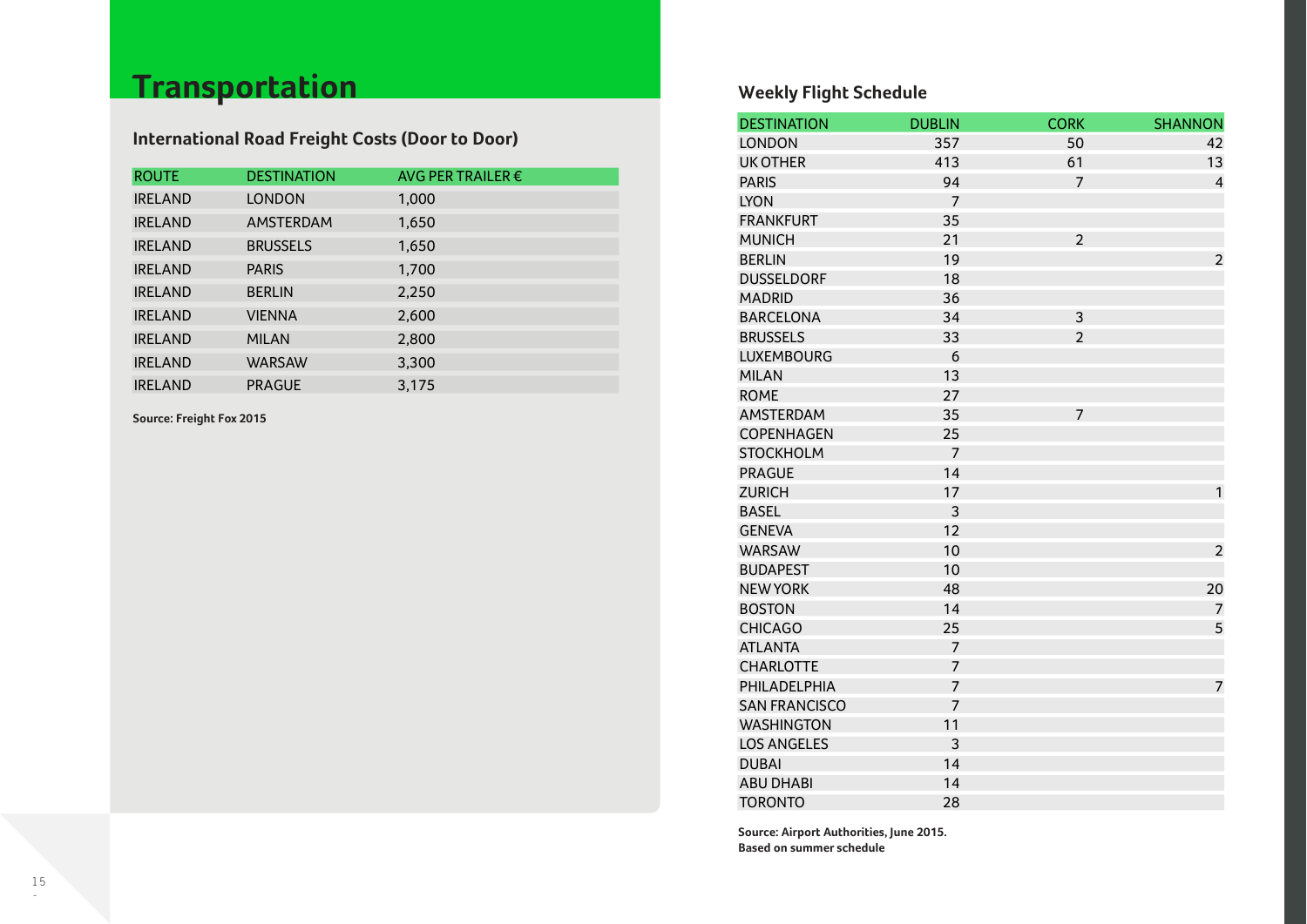# Transportation

### International Road Freight Costs (Door to Door)

| ROUTE | DESTINATION | AVG PER TRAILER € |
|---|---|---|
| IRELAND | LONDON | 1,000 |
| IRELAND | AMSTERDAM | 1,650 |
| IRELAND | BRUSSELS | 1,650 |
| IRELAND | PARIS | 1,700 |
| IRELAND | BERLIN | 2,250 |
| IRELAND | VIENNA | 2,600 |
| IRELAND | MILAN | 2,800 |
| IRELAND | WARSAW | 3,300 |
| IRELAND | PRAGUE | 3,175 |

**Source: Freight Fox 2015**

### Weekly Flight Schedule

| DESTINATION | DUBLIN | CORK | SHANNON |
|---|---|---|---|
| LONDON | 357 | 50 | 42 |
| UK OTHER | 413 | 61 | 13 |
| PARIS | 94 | 7 | 4 |
| LYON | 7 | | |
| FRANKFURT | 35 | | |
| MUNICH | 21 | 2 | |
| BERLIN | 19 | | 2 |
| DUSSELDORF | 18 | | |
| MADRID | 36 | | |
| BARCELONA | 34 | 3 | |
| BRUSSELS | 33 | 2 | |
| LUXEMBOURG | 6 | | |
| MILAN | 13 | | |
| ROME | 27 | | |
| AMSTERDAM | 35 | 7 | |
| COPENHAGEN | 25 | | |
| STOCKHOLM | 7 | | |
| PRAGUE | 14 | | |
| ZURICH | 17 | | 1 |
| BASEL | 3 | | |
| GENEVA | 12 | | |
| WARSAW | 10 | | 2 |
| BUDAPEST | 10 | | |
| NEW YORK | 48 | | 20 |
| BOSTON | 14 | | 7 |
| CHICAGO | 25 | | 5 |
| ATLANTA | 7 | | |
| CHARLOTTE | 7 | | |
| PHILADELPHIA | 7 | | 7 |
| SAN FRANCISCO | 7 | | |
| WASHINGTON | 11 | | |
| LOS ANGELES | 3 | | |
| DUBAI | 14 | | |
| ABU DHABI | 14 | | |
| TORONTO | 28 | | |

**Source: Airport Authorities, June 2015.**
**Based on summer schedule**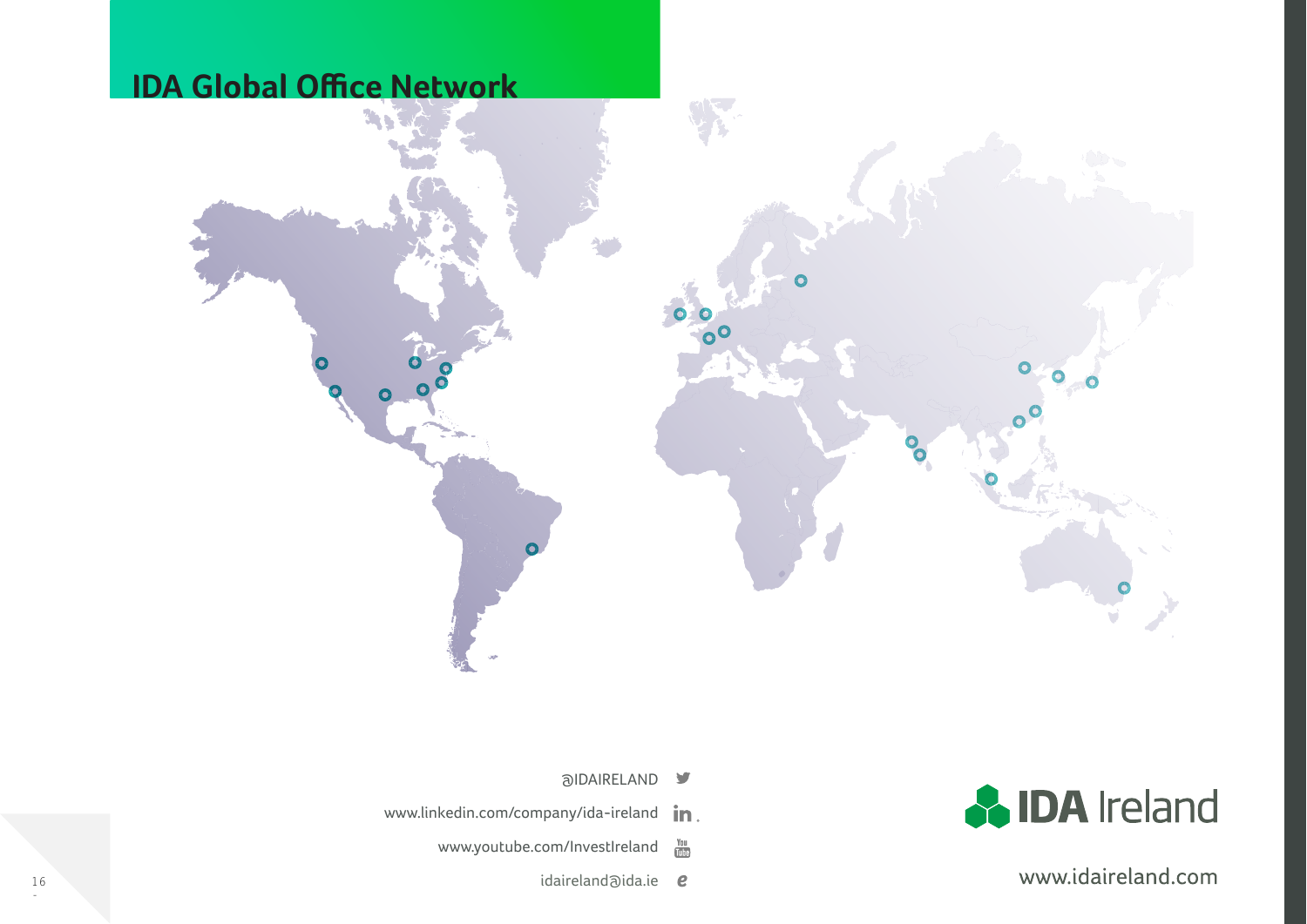# IDA Global Office Network

@IDAIRELAND

www.linkedin.com/company/ida-ireland

www.youtube.com/InvestIreland

idaireland@ida.ie

IDA Ireland

www.idaireland.com